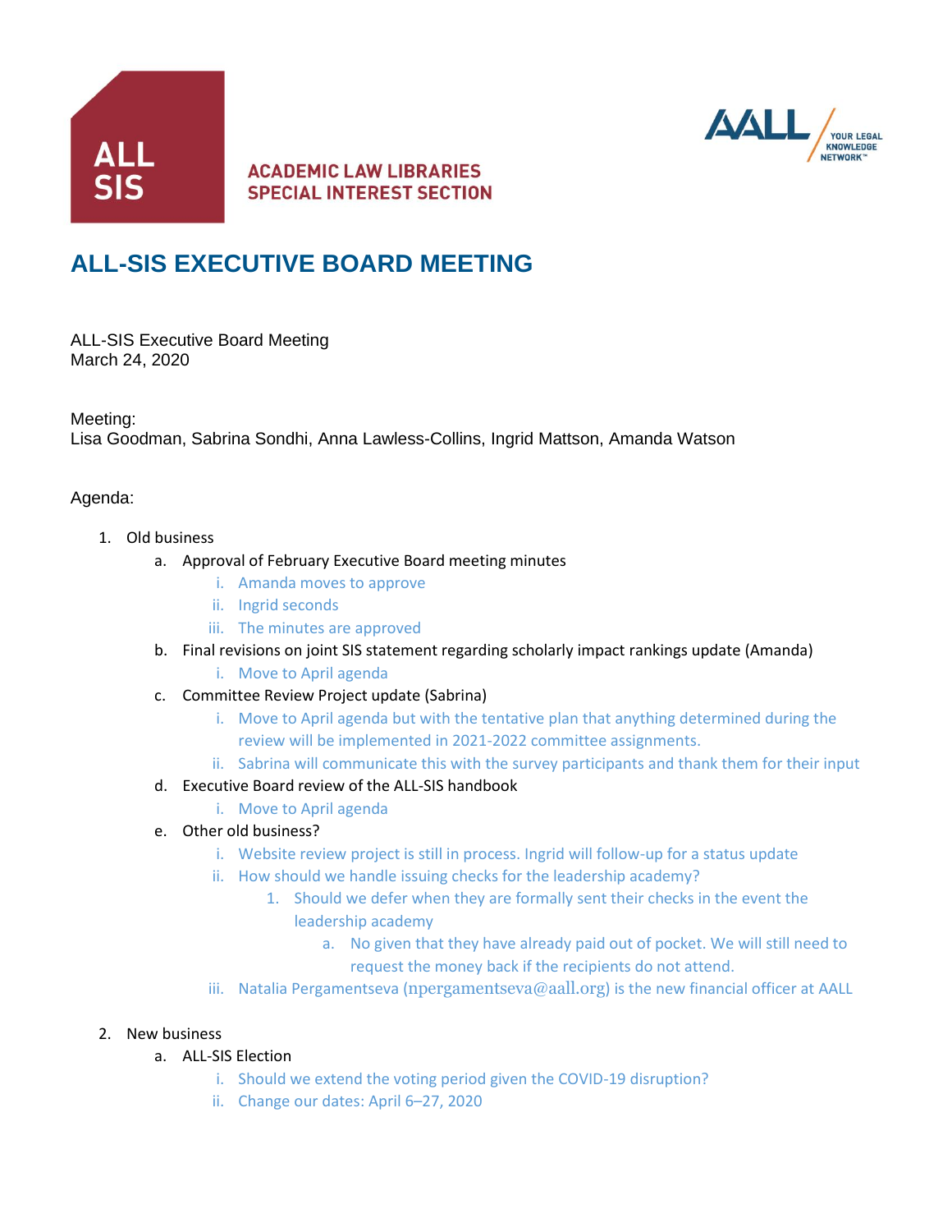ALL SIS

ACADEMIC LAW LIBRARIES
SPECIAL INTEREST SECTION

AALL YOUR LEGAL KNOWLEDGE NETWORK™

# ALL-SIS EXECUTIVE BOARD MEETING

ALL-SIS Executive Board Meeting
March 24, 2020

Meeting:
Lisa Goodman, Sabrina Sondhi, Anna Lawless-Collins, Ingrid Mattson, Amanda Watson

Agenda:

1. Old business
   a. Approval of February Executive Board meeting minutes
      i. Amanda moves to approve
      ii. Ingrid seconds
      iii. The minutes are approved
   b. Final revisions on joint SIS statement regarding scholarly impact rankings update (Amanda)
      i. Move to April agenda
   c. Committee Review Project update (Sabrina)
      i. Move to April agenda but with the tentative plan that anything determined during the review will be implemented in 2021-2022 committee assignments.
      ii. Sabrina will communicate this with the survey participants and thank them for their input
   d. Executive Board review of the ALL-SIS handbook
      i. Move to April agenda
   e. Other old business?
      i. Website review project is still in process. Ingrid will follow-up for a status update
      ii. How should we handle issuing checks for the leadership academy?
         1. Should we defer when they are formally sent their checks in the event the leadership academy
            a. No given that they have already paid out of pocket. We will still need to request the money back if the recipients do not attend.
      iii. Natalia Pergamentseva (npergamentseva@aall.org) is the new financial officer at AALL

2. New business
   a. ALL-SIS Election
      i. Should we extend the voting period given the COVID-19 disruption?
      ii. Change our dates: April 6–27, 2020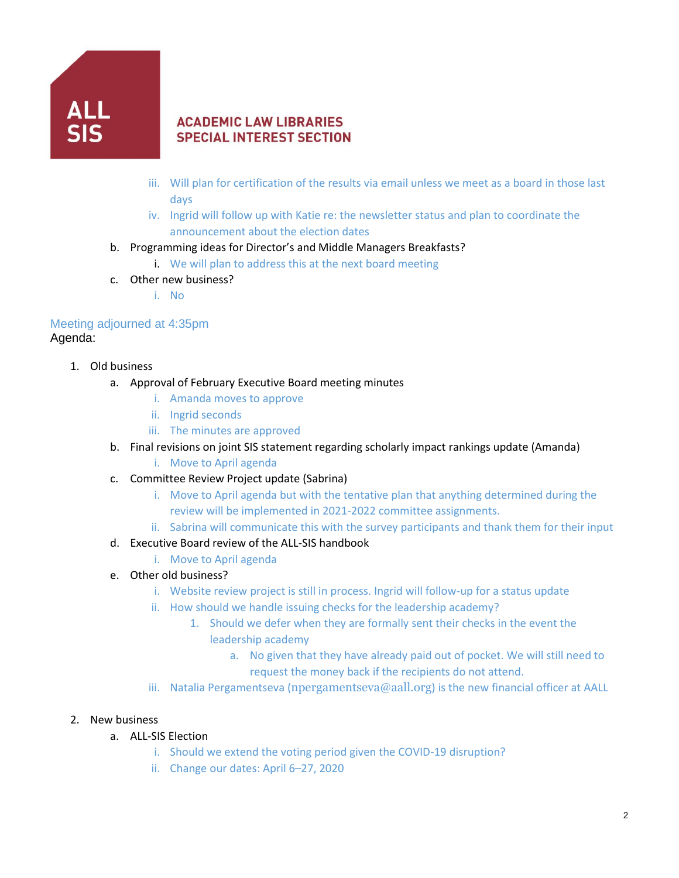**ALL SIS**

**ACADEMIC LAW LIBRARIES SPECIAL INTEREST SECTION**

   iii. Will plan for certification of the results via email unless we meet as a board in those last days
   iv. Ingrid will follow up with Katie re: the newsletter status and plan to coordinate the announcement about the election dates

b. Programming ideas for Director's and Middle Managers Breakfasts?
   i. We will plan to address this at the next board meeting

c. Other new business?
   i. No

Meeting adjourned at 4:35pm

Agenda:

1. Old business
   a. Approval of February Executive Board meeting minutes
      i. Amanda moves to approve
      ii. Ingrid seconds
      iii. The minutes are approved
   b. Final revisions on joint SIS statement regarding scholarly impact rankings update (Amanda)
      i. Move to April agenda
   c. Committee Review Project update (Sabrina)
      i. Move to April agenda but with the tentative plan that anything determined during the review will be implemented in 2021-2022 committee assignments.
      ii. Sabrina will communicate this with the survey participants and thank them for their input
   d. Executive Board review of the ALL-SIS handbook
      i. Move to April agenda
   e. Other old business?
      i. Website review project is still in process. Ingrid will follow-up for a status update
      ii. How should we handle issuing checks for the leadership academy?
         1. Should we defer when they are formally sent their checks in the event the leadership academy
            a. No given that they have already paid out of pocket. We will still need to request the money back if the recipients do not attend.
      iii. Natalia Pergamentseva (npergamentseva@aall.org) is the new financial officer at AALL

2. New business
   a. ALL-SIS Election
      i. Should we extend the voting period given the COVID-19 disruption?
      ii. Change our dates: April 6–27, 2020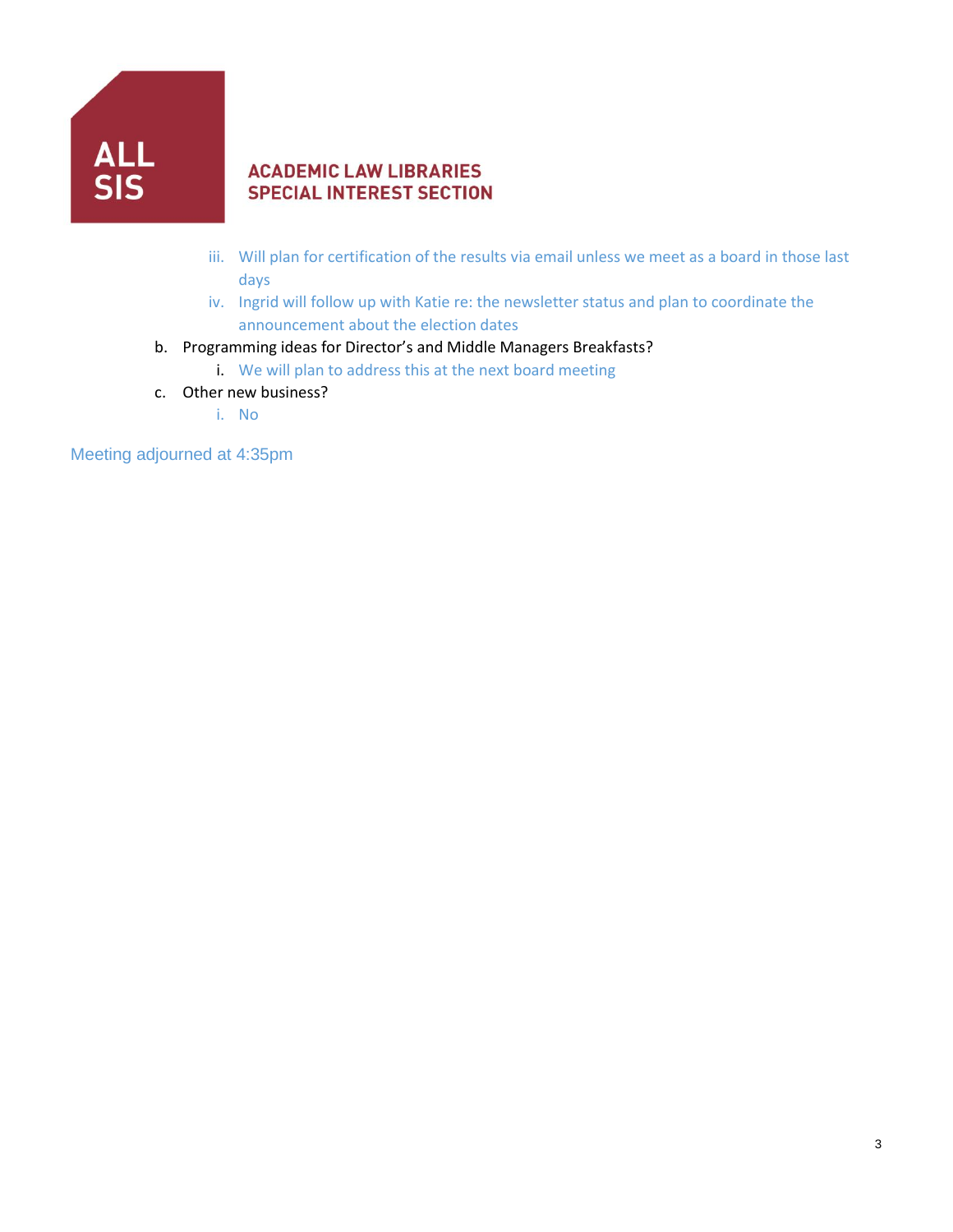ACADEMIC LAW LIBRARIES
SPECIAL INTEREST SECTION

        iii. Will plan for certification of the results via email unless we meet as a board in those last days
        iv. Ingrid will follow up with Katie re: the newsletter status and plan to coordinate the announcement about the election dates
b. Programming ideas for Director's and Middle Managers Breakfasts?
        i. We will plan to address this at the next board meeting
c. Other new business?
        i. No

Meeting adjourned at 4:35pm